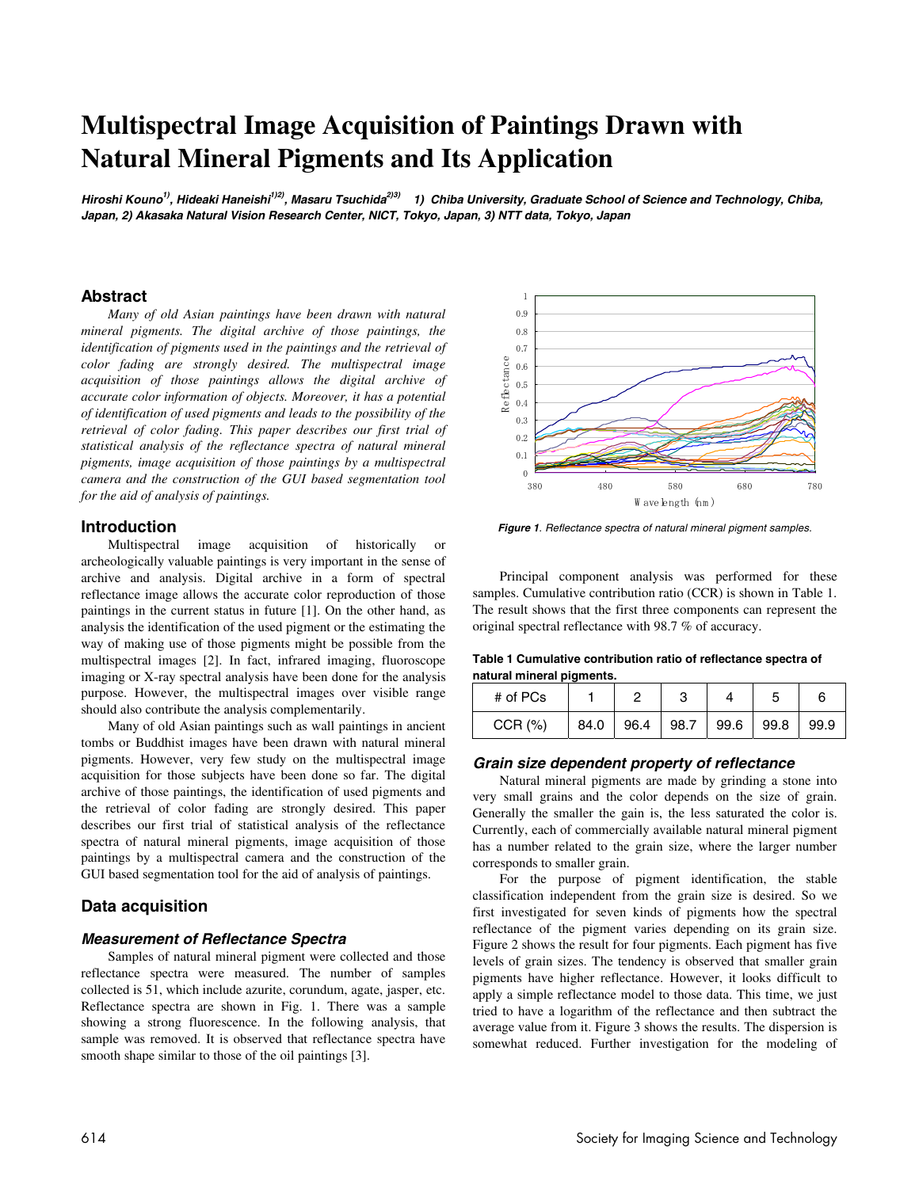# Multispectral Image Acquisition of Paintings Drawn with Natural Mineral Pigments and Its Application

***Hiroshi Kouno[1], Hideaki Haneishi[1)2)], Masaru Tsuchida[2)3)]   1) Chiba University, Graduate School of Science and Technology, Chiba, Japan, 2) Akasaka Natural Vision Research Center, NICT, Tokyo, Japan, 3) NTT data, Tokyo, Japan***

## Abstract

*Many of old Asian paintings have been drawn with natural mineral pigments. The digital archive of those paintings, the identification of pigments used in the paintings and the retrieval of color fading are strongly desired. The multispectral image acquisition of those paintings allows the digital archive of accurate color information of objects. Moreover, it has a potential of identification of used pigments and leads to the possibility of the retrieval of color fading. This paper describes our first trial of statistical analysis of the reflectance spectra of natural mineral pigments, image acquisition of those paintings by a multispectral camera and the construction of the GUI based segmentation tool for the aid of analysis of paintings.*

## Introduction

Multispectral image acquisition of historically or archeologically valuable paintings is very important in the sense of archive and analysis. Digital archive in a form of spectral reflectance image allows the accurate color reproduction of those paintings in the current status in future [1]. On the other hand, as analysis the identification of the used pigment or the estimating the way of making use of those pigments might be possible from the multispectral images [2]. In fact, infrared imaging, fluoroscope imaging or X-ray spectral analysis have been done for the analysis purpose. However, the multispectral images over visible range should also contribute the analysis complementarily.

Many of old Asian paintings such as wall paintings in ancient tombs or Buddhist images have been drawn with natural mineral pigments. However, very few study on the multispectral image acquisition for those subjects have been done so far. The digital archive of those paintings, the identification of used pigments and the retrieval of color fading are strongly desired. This paper describes our first trial of statistical analysis of the reflectance spectra of natural mineral pigments, image acquisition of those paintings by a multispectral camera and the construction of the GUI based segmentation tool for the aid of analysis of paintings.

## Data acquisition

### *Measurement of Reflectance Spectra*

Samples of natural mineral pigment were collected and those reflectance spectra were measured. The number of samples collected is 51, which include azurite, corundum, agate, jasper, etc. Reflectance spectra are shown in Fig. 1. There was a sample showing a strong fluorescence. In the following analysis, that sample was removed. It is observed that reflectance spectra have smooth shape similar to those of the oil paintings [3].

***Figure 1****. Reflectance spectra of natural mineral pigment samples.*

Principal component analysis was performed for these samples. Cumulative contribution ratio (CCR) is shown in Table 1. The result shows that the first three components can represent the original spectral reflectance with 98.7 % of accuracy.

**Table 1 Cumulative contribution ratio of reflectance spectra of natural mineral pigments.**

| # of PCs | 1 | 2 | 3 | 4 | 5 | 6 |
|---|---|---|---|---|---|---|
| CCR (%) | 84.0 | 96.4 | 98.7 | 99.6 | 99.8 | 99.9 |

### *Grain size dependent property of reflectance*

Natural mineral pigments are made by grinding a stone into very small grains and the color depends on the size of grain. Generally the smaller the gain is, the less saturated the color is. Currently, each of commercially available natural mineral pigment has a number related to the grain size, where the larger number corresponds to smaller grain.

For the purpose of pigment identification, the stable classification independent from the grain size is desired. So we first investigated for seven kinds of pigments how the spectral reflectance of the pigment varies depending on its grain size. Figure 2 shows the result for four pigments. Each pigment has five levels of grain sizes. The tendency is observed that smaller grain pigments have higher reflectance. However, it looks difficult to apply a simple reflectance model to those data. This time, we just tried to have a logarithm of the reflectance and then subtract the average value from it. Figure 3 shows the results. The dispersion is somewhat reduced. Further investigation for the modeling of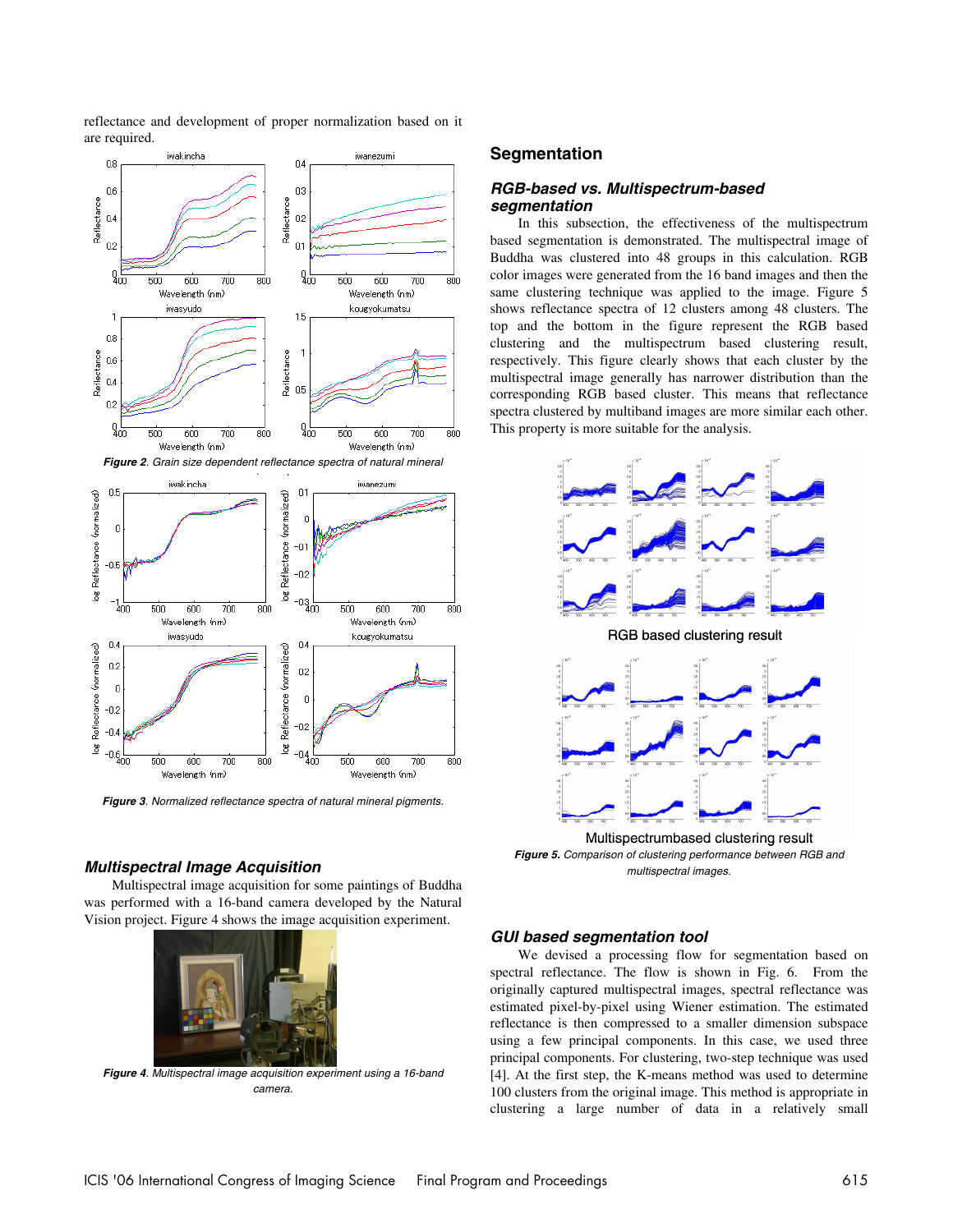reflectance and development of proper normalization based on it are required.

*Figure 2. Grain size dependent reflectance spectra of natural mineral*

*Figure 3. Normalized reflectance spectra of natural mineral pigments.*

### *Multispectral Image Acquisition*

Multispectral image acquisition for some paintings of Buddha was performed with a 16-band camera developed by the Natural Vision project. Figure 4 shows the image acquisition experiment.

*Figure 4. Multispectral image acquisition experiment using a 16-band camera.*

## Segmentation

### *RGB-based vs. Multispectrum-based segmentation*

In this subsection, the effectiveness of the multispectrum based segmentation is demonstrated. The multispectral image of Buddha was clustered into 48 groups in this calculation. RGB color images were generated from the 16 band images and then the same clustering technique was applied to the image. Figure 5 shows reflectance spectra of 12 clusters among 48 clusters. The top and the bottom in the figure represent the RGB based clustering and the multispectrum based clustering result, respectively. This figure clearly shows that each cluster by the multispectral image generally has narrower distribution than the corresponding RGB based cluster. This means that reflectance spectra clustered by multiband images are more similar each other. This property is more suitable for the analysis.

RGB based clustering result

Multispectrumbased clustering result

*Figure 5. Comparison of clustering performance between RGB and multispectral images.*

### *GUI based segmentation tool*

We devised a processing flow for segmentation based on spectral reflectance. The flow is shown in Fig. 6. From the originally captured multispectral images, spectral reflectance was estimated pixel-by-pixel using Wiener estimation. The estimated reflectance is then compressed to a smaller dimension subspace using a few principal components. In this case, we used three principal components. For clustering, two-step technique was used [4]. At the first step, the K-means method was used to determine 100 clusters from the original image. This method is appropriate in clustering a large number of data in a relatively small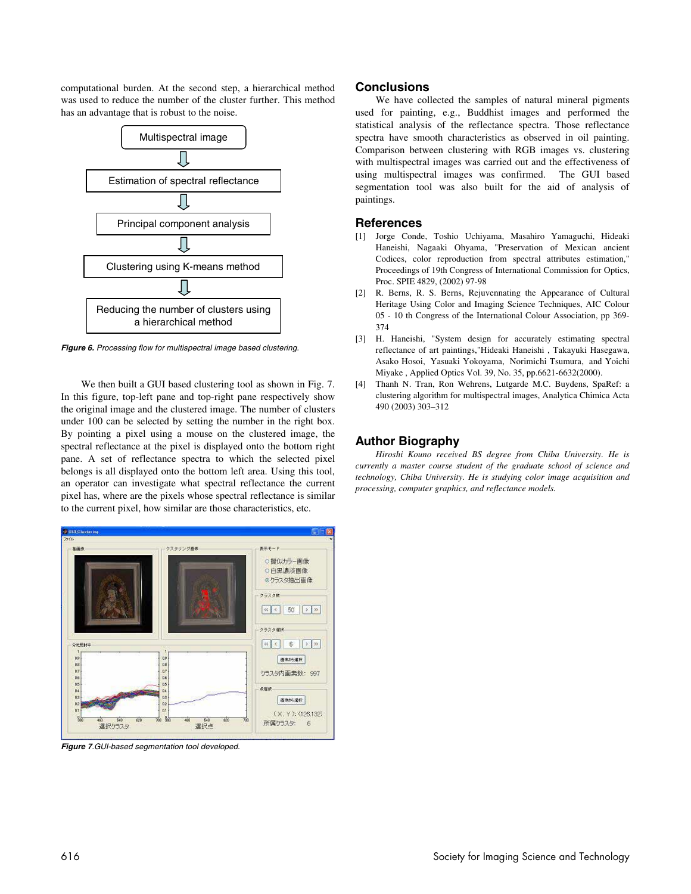computational burden. At the second step, a hierarchical method was used to reduce the number of the cluster further. This method has an advantage that is robust to the noise.

Multispectral image

Estimation of spectral reflectance

Principal component analysis

Clustering using K-means method

Reducing the number of clusters using a hierarchical method

***Figure 6.*** *Processing flow for multispectral image based clustering.*

We then built a GUI based clustering tool as shown in Fig. 7. In this figure, top-left pane and top-right pane respectively show the original image and the clustered image. The number of clusters under 100 can be selected by setting the number in the right box. By pointing a pixel using a mouse on the clustered image, the spectral reflectance at the pixel is displayed onto the bottom right pane. A set of reflectance spectra to which the selected pixel belongs is all displayed onto the bottom left area. Using this tool, an operator can investigate what spectral reflectance the current pixel has, where are the pixels whose spectral reflectance is similar to the current pixel, how similar are those characteristics, etc.

***Figure 7.*** *GUI-based segmentation tool developed.*

## Conclusions

We have collected the samples of natural mineral pigments used for painting, e.g., Buddhist images and performed the statistical analysis of the reflectance spectra. Those reflectance spectra have smooth characteristics as observed in oil painting. Comparison between clustering with RGB images vs. clustering with multispectral images was carried out and the effectiveness of using multispectral images was confirmed. The GUI based segmentation tool was also built for the aid of analysis of paintings.

## References

[1] Jorge Conde, Toshio Uchiyama, Masahiro Yamaguchi, Hideaki Haneishi, Nagaaki Ohyama, "Preservation of Mexican ancient Codices, color reproduction from spectral attributes estimation," Proceedings of 19th Congress of International Commission for Optics, Proc. SPIE 4829, (2002) 97-98

[2] R. Berns, R. S. Berns, Rejuvennating the Appearance of Cultural Heritage Using Color and Imaging Science Techniques, AIC Colour 05 - 10 th Congress of the International Colour Association, pp 369-374

[3] H. Haneishi, "System design for accurately estimating spectral reflectance of art paintings,"Hideaki Haneishi , Takayuki Hasegawa, Asako Hosoi, Yasuaki Yokoyama, Norimichi Tsumura, and Yoichi Miyake , Applied Optics Vol. 39, No. 35, pp.6621-6632(2000).

[4] Thanh N. Tran, Ron Wehrens, Lutgarde M.C. Buydens, SpaRef: a clustering algorithm for multispectral images, Analytica Chimica Acta 490 (2003) 303–312

## Author Biography

*Hiroshi Kouno received BS degree from Chiba University. He is currently a master course student of the graduate school of science and technology, Chiba University. He is studying color image acquisition and processing, computer graphics, and reflectance models.*